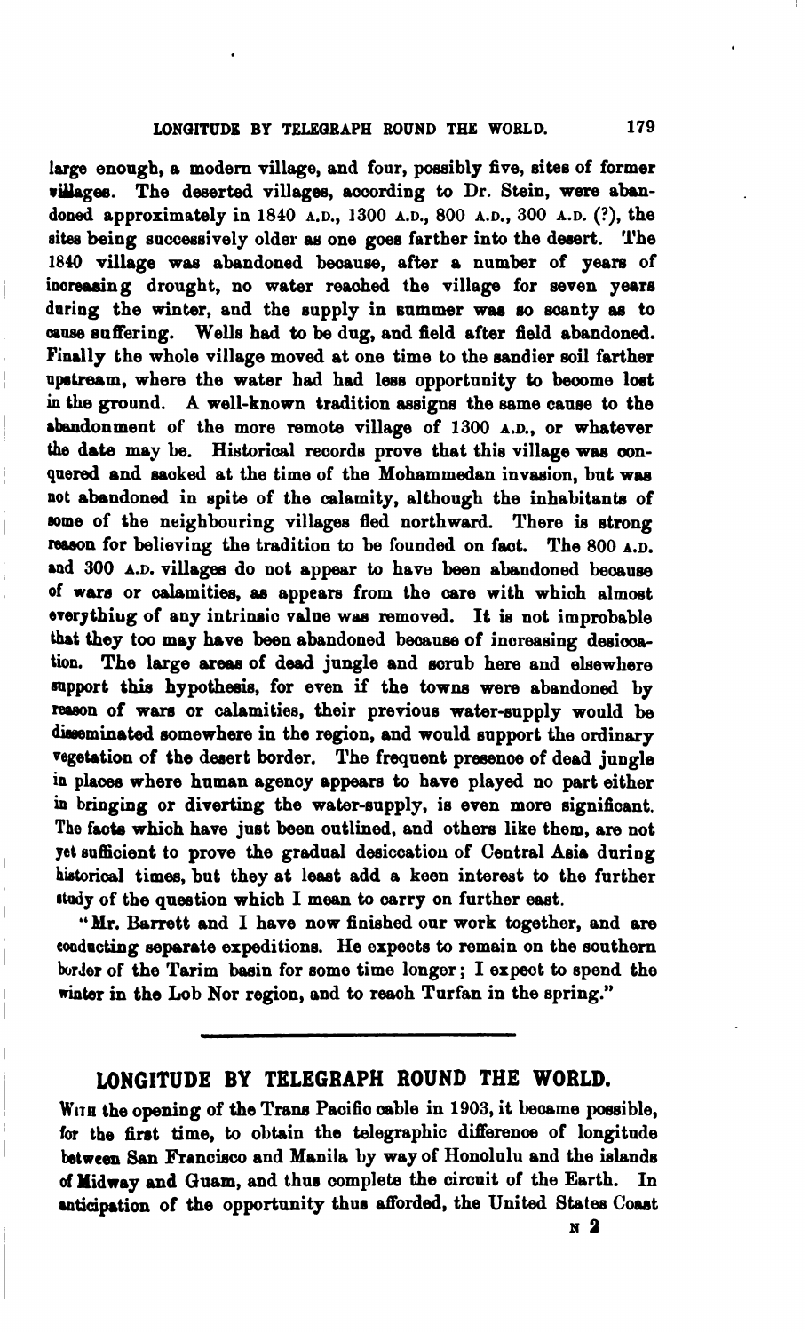large enough, a modern village, and four, possibly five, sites of former villages. The deserted villages, according to Dr. Stein, were abandoned approximately in 1840 A.D., 1300 A.D., 800 A.D., 300 A.D. (?), the sites being successively older as one goes farther into the desert. The 1840 village was abandoned because, after a number of years of increasing drought, no water reached the village for seven years during the winter, and the supply in summer was so scanty as to cause suffering. Wells had to be dug, and field after field abandoned. Finally the whole village moved at one time to the sandier soil farther upstream, where the water had had less opportunity to become lost in the ground. A well-known tradition assigns the same cause to the abandonment of the more remote village of 1300 A.D., or whatever the date may be. Historical records prove that this village was conquered and sacked at the time of the Mohammedan invasion, but was not abandoned in spite of the calamity, although the inhabitants of some of the neighbouring villages fled northward. There is strong reason for believing the tradition to be founded on fact. The 800 A.D. and 300 A.D. villages do not appear to have been abandoned because of wars or calamities, as appears from the care with which almost everything of any intrinsic value was removed. It is not improbable that they too may have been abandoned because of increasing desiccation. The large areas of dead jungle and scrub here and elsewhere support this hypothesis, for even if the towns were abandoned by reason of wars or calamities, their previous water-supply would be disseminated somewhere in the region, and would support the ordinary vegetation of the desert border. The frequent presence of dead jungle in places where human agency appears to have played no part either in bringing or diverting the water-supply, is even more significant. The facts which have just been outlined, and others like them, are not yet sufficient to prove the gradual desiccation of Central Asia during historical times, but they at least add a keen interest to the further study of the question which I mean to carry on further east.

"Mr. Barrett and I have now finished our work together, and are conducting separate expeditions. He expects to remain on the southern border of the Tarim basin for some time longer; I expect to spend the winter in the Lob Nor region, and to reach Turfan in the spring."

## LONGITUDE BY TELEGRAPH ROUND THE WORLD.

With the opening of the Trans Pacific cable in 1903, it became possible, for the first time, to obtain the telegraphic difference of longitude between San Francisco and Manila by way of Honolulu and the islands of Midway and Guam, and thus complete the circuit of the Earth. In anticipation of the opportunity thus afforded, the United States Coast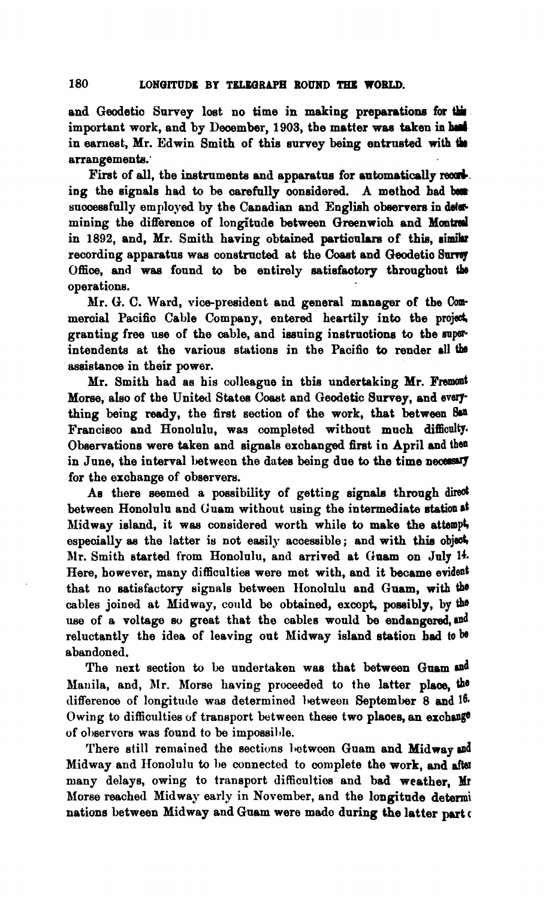and Geodetic Survey lost no time in making preparations for this important work, and by December, 1903, the matter was taken in hand in earnest, Mr. Edwin Smith of this survey being entrusted with the arrangements.

First of all, the instruments and apparatus for automatically recording the signals had to be carefully considered. A method had been successfully employed by the Canadian and English observers in determining the difference of longitude between Greenwich and Montreal in 1892, and, Mr. Smith having obtained particulars of this, similar recording apparatus was constructed at the Coast and Geodetic Survey Office, and was found to be entirely satisfactory throughout the operations.

Mr. G. C. Ward, vice-president and general manager of the Commercial Pacific Cable Company, entered heartily into the project, granting free use of the cable, and issuing instructions to the superintendents at the various stations in the Pacific to render all the assistance in their power.

Mr. Smith had as his colleague in this undertaking Mr. Fremont Morse, also of the United States Coast and Geodetic Survey, and everything being ready, the first section of the work, that between San Francisco and Honolulu, was completed without much difficulty. Observations were taken and signals exchanged first in April and then in June, the interval between the dates being due to the time necessary for the exchange of observers.

As there seemed a possibility of getting signals through direct between Honolulu and Guam without using the intermediate station at Midway island, it was considered worth while to make the attempt, especially as the latter is not easily accessible; and with this object, Mr. Smith started from Honolulu, and arrived at Guam on July 14. Here, however, many difficulties were met with, and it became evident that no satisfactory signals between Honolulu and Guam, with the cables joined at Midway, could be obtained, except, possibly, by the use of a voltage so great that the cables would be endangered, and reluctantly the idea of leaving out Midway island station had to be abandoned.

The next section to be undertaken was that between Guam and Manila, and, Mr. Morse having proceeded to the latter place, the difference of longitude was determined between September 8 and 16. Owing to difficulties of transport between these two places, an exchange of observers was found to be impossible.

There still remained the sections between Guam and Midway and Midway and Honolulu to be connected to complete the work, and after many delays, owing to transport difficulties and bad weather, Mr Morse reached Midway early in November, and the longitude determinations between Midway and Guam were made during the latter part c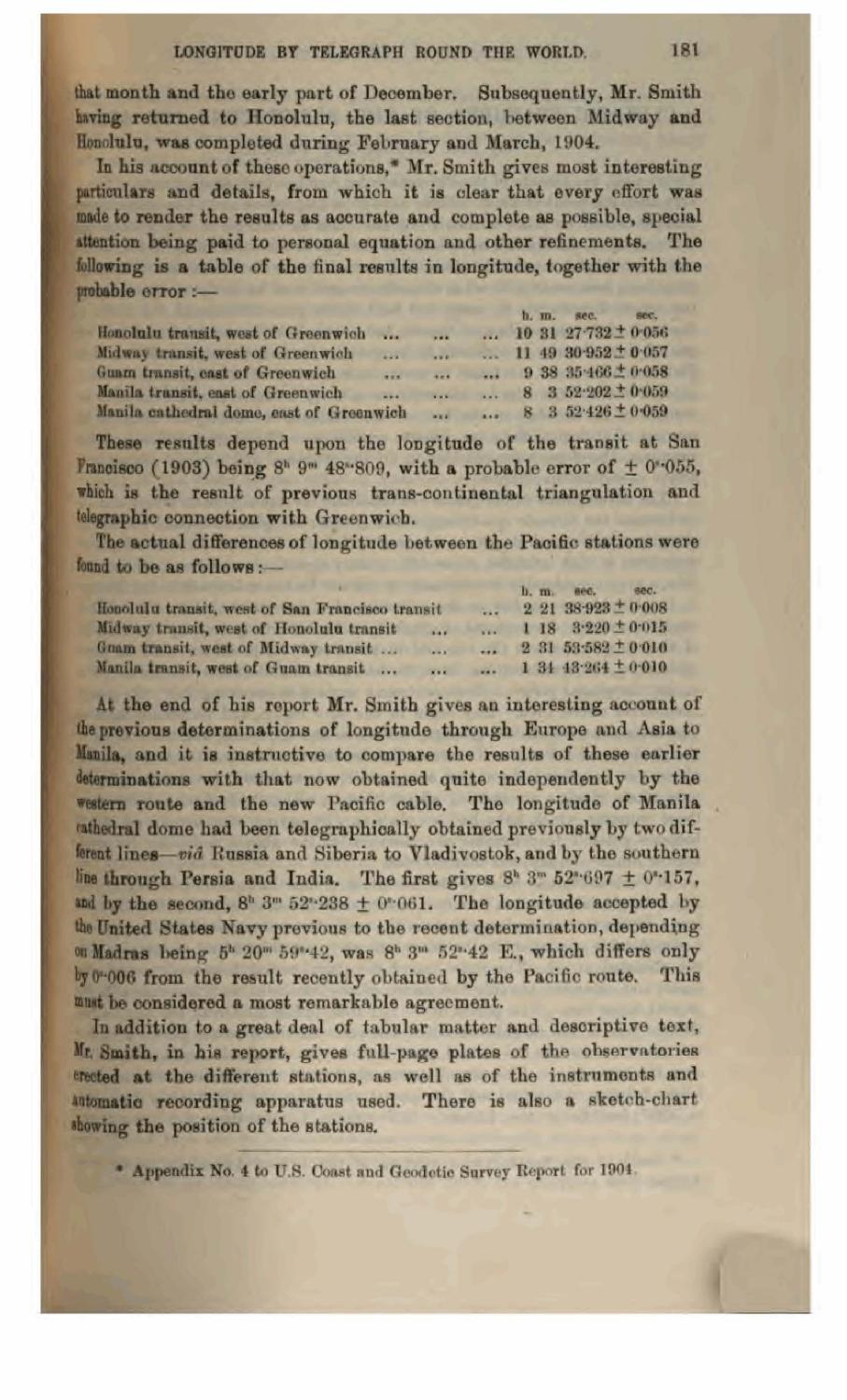that month and the early part of December. Subsequently, Mr. Smith having returned to Honolulu, the last section, between Midway and Honolulu, was completed during February and March, 1904.

In his account of these operations,* Mr. Smith gives most interesting particulars and details, from which it is clear that every effort was made to render the results as accurate and complete as possible, special attention being paid to personal equation and other refinements. The following is a table of the final results in longitude, together with the probable error:—

| | h. m. sec. sec. |
|---|---|
| Honolulu transit, west of Greenwich ... ... ... | 10 31 27·732 ± 0·056 |
| Midway transit, west of Greenwich ... ... ... | 11 49 30·952 ± 0·057 |
| Guam transit, east of Greenwich ... ... ... | 9 38 35·466 ± 0·058 |
| Manila transit, east of Greenwich ... ... ... | 8 3 52·202 ± 0·059 |
| Manila cathedral dome, east of Greenwich ... ... | 8 3 52·426 ± 0·059 |

These results depend upon the longitude of the transit at San Francisco (1903) being $8^h\ 9^m\ 48^s{\cdot}809$, with a probable error of $\pm\ 0^s{\cdot}055$, which is the result of previous trans-continental triangulation and telegraphic connection with Greenwich.

The actual differences of longitude between the Pacific stations were found to be as follows:—

| | h. m. sec. sec. |
|---|---|
| Honolulu transit, west of San Francisco transit ... | 2 21 38·923 ± 0·008 |
| Midway transit, west of Honolulu transit ... ... | 1 18 3·220 ± 0·015 |
| Guam transit, west of Midway transit ... ... ... | 2 31 53·582 ± 0·010 |
| Manila transit, west of Guam transit ... ... ... | 1 34 43·264 ± 0·010 |

At the end of his report Mr. Smith gives an interesting account of the previous determinations of longitude through Europe and Asia to Manila, and it is instructive to compare the results of these earlier determinations with that now obtained quite independently by the western route and the new Pacific cable. The longitude of Manila cathedral dome had been telegraphically obtained previously by two different lines—*viâ* Russia and Siberia to Vladivostok, and by the southern line through Persia and India. The first gives $8^h\ 3^m\ 52^s{\cdot}697\ \pm\ 0^s{\cdot}157$, and by the second, $8^h\ 3^m\ 52^s{\cdot}238\ \pm\ 0^s{\cdot}061$. The longitude accepted by the United States Navy previous to the recent determination, depending on Madras being $5^h\ 20^m\ 59^s{\cdot}42$, was $8^h\ 3^m\ 52^s{\cdot}42$ E., which differs only by $0^s{\cdot}006$ from the result recently obtained by the Pacific route. This must be considered a most remarkable agreement.

In addition to a great deal of tabular matter and descriptive text, Mr. Smith, in his report, gives full-page plates of the observatories erected at the different stations, as well as of the instruments and automatic recording apparatus used. There is also a sketch-chart showing the position of the stations.

* Appendix No. 4 to U.S. Coast and Geodetic Survey Report for 1904.